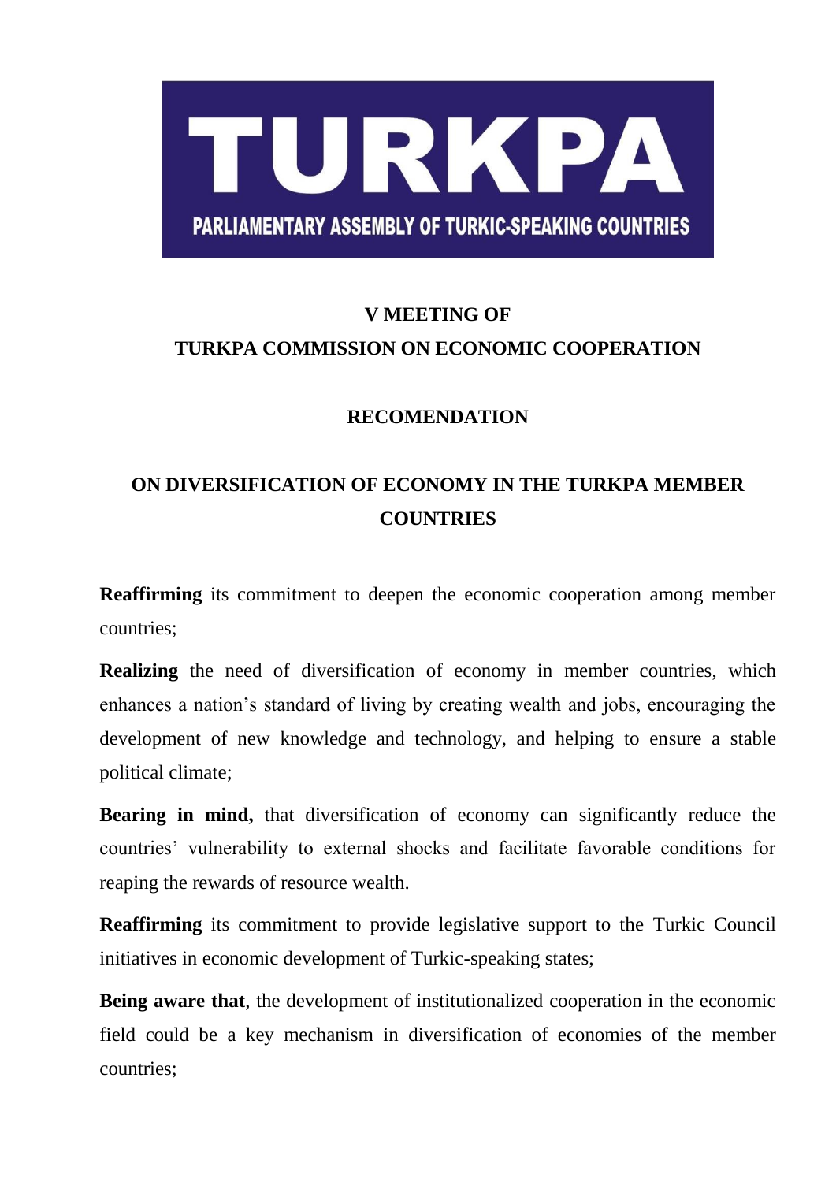TURKPA

PARLIAMENTARY ASSEMBLY OF TURKIC-SPEAKING COUNTRIES

# V MEETING OF TURKPA COMMISSION ON ECONOMIC COOPERATION

## RECOMENDATION

## ON DIVERSIFICATION OF ECONOMY IN THE TURKPA MEMBER COUNTRIES

**Reaffirming** its commitment to deepen the economic cooperation among member countries;

**Realizing** the need of diversification of economy in member countries, which enhances a nation's standard of living by creating wealth and jobs, encouraging the development of new knowledge and technology, and helping to ensure a stable political climate;

**Bearing in mind,** that diversification of economy can significantly reduce the countries' vulnerability to external shocks and facilitate favorable conditions for reaping the rewards of resource wealth.

**Reaffirming** its commitment to provide legislative support to the Turkic Council initiatives in economic development of Turkic-speaking states;

**Being aware that**, the development of institutionalized cooperation in the economic field could be a key mechanism in diversification of economies of the member countries;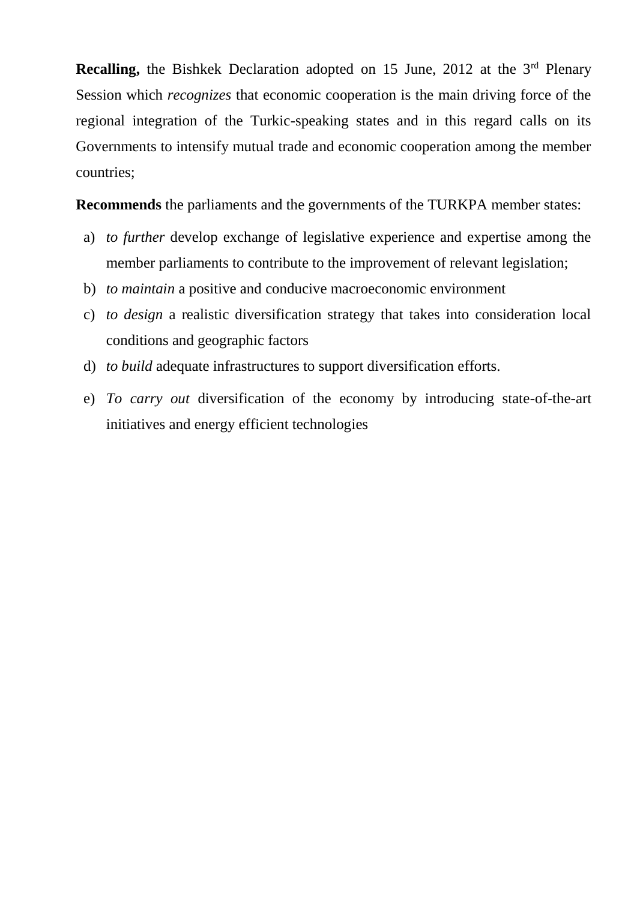**Recalling,** the Bishkek Declaration adopted on 15 June, 2012 at the 3rd Plenary Session which *recognizes* that economic cooperation is the main driving force of the regional integration of the Turkic-speaking states and in this regard calls on its Governments to intensify mutual trade and economic cooperation among the member countries;

**Recommends** the parliaments and the governments of the TURKPA member states:

a) *to further* develop exchange of legislative experience and expertise among the member parliaments to contribute to the improvement of relevant legislation;
b) *to maintain* a positive and conducive macroeconomic environment
c) *to design* a realistic diversification strategy that takes into consideration local conditions and geographic factors
d) *to build* adequate infrastructures to support diversification efforts.
e) *To carry out* diversification of the economy by introducing state-of-the-art initiatives and energy efficient technologies